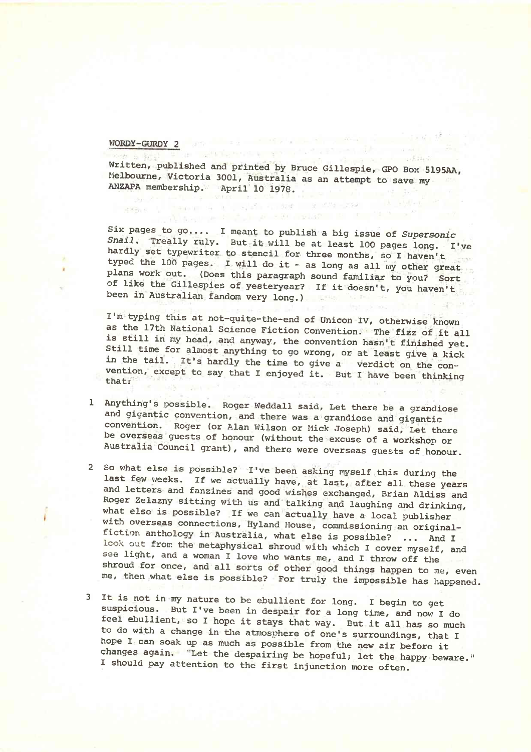WORDY-GURDY 2

Written, published and printed by Bruce Gillespie, GPO Box 5195AA, Melbourne, Victoria 3001, Australia as an attempt to save my ANZAPA membership. April 10 1978.

Six pages to go.... I meant to publish a big issue of *Supersonic Snail*. Treally ruly. But it will be at least 100 pages long. I've hardly set typewriter to stencil for three months, so I haven't typed the 100 pages. I will do it - as long as all my other great plans work out. (Does this paragraph sound familiar to you? Sort of like the Gillespies of yesteryear? If it doesn't, you haven't been in Australian fandom very long.)

I'm typing this at not-quite-the-end of Unicon IV, otherwise known as the 17th National Science Fiction Convention. The fizz of it all is still in my head, and anyway, the convention hasn't finished yet. Still time for almost anything to go wrong, or at least give a kick in the tail. It's hardly the time to give a verdict on the convention, except to say that I enjoyed it. But I have been thinking that:

1 Anything's possible. Roger Weddall said, Let there be a grandiose and gigantic convention, and there was a grandiose and gigantic convention. Roger (or Alan Wilson or Mick Joseph) said, Let there be overseas guests of honour (without the excuse of a workshop or Australia Council grant), and there were overseas guests of honour.

2 So what else is possible? I've been asking myself this during the last few weeks. If we actually have, at last, after all these years and letters and fanzines and good wishes exchanged, Brian Aldiss and Roger Zelazny sitting with us and talking and laughing and drinking, what else is possible? If we can actually have a local publisher with overseas connections, Hyland House, commissioning an original-fiction anthology in Australia, what else is possible? ... And I look out from the metaphysical shroud with which I cover myself, and see light, and a woman I love who wants me, and I throw off the shroud for once, and all sorts of other good things happen to me, even me, then what else is possible? For truly the impossible has happened.

3 It is not in my nature to be ebullient for long. I begin to get suspicious. But I've been in despair for a long time, and now I do feel ebullient, so I hope it stays that way. But it all has so much to do with a change in the atmosphere of one's surroundings, that I hope I can soak up as much as possible from the new air before it changes again. "Let the despairing be hopeful; let the happy beware." I should pay attention to the first injunction more often.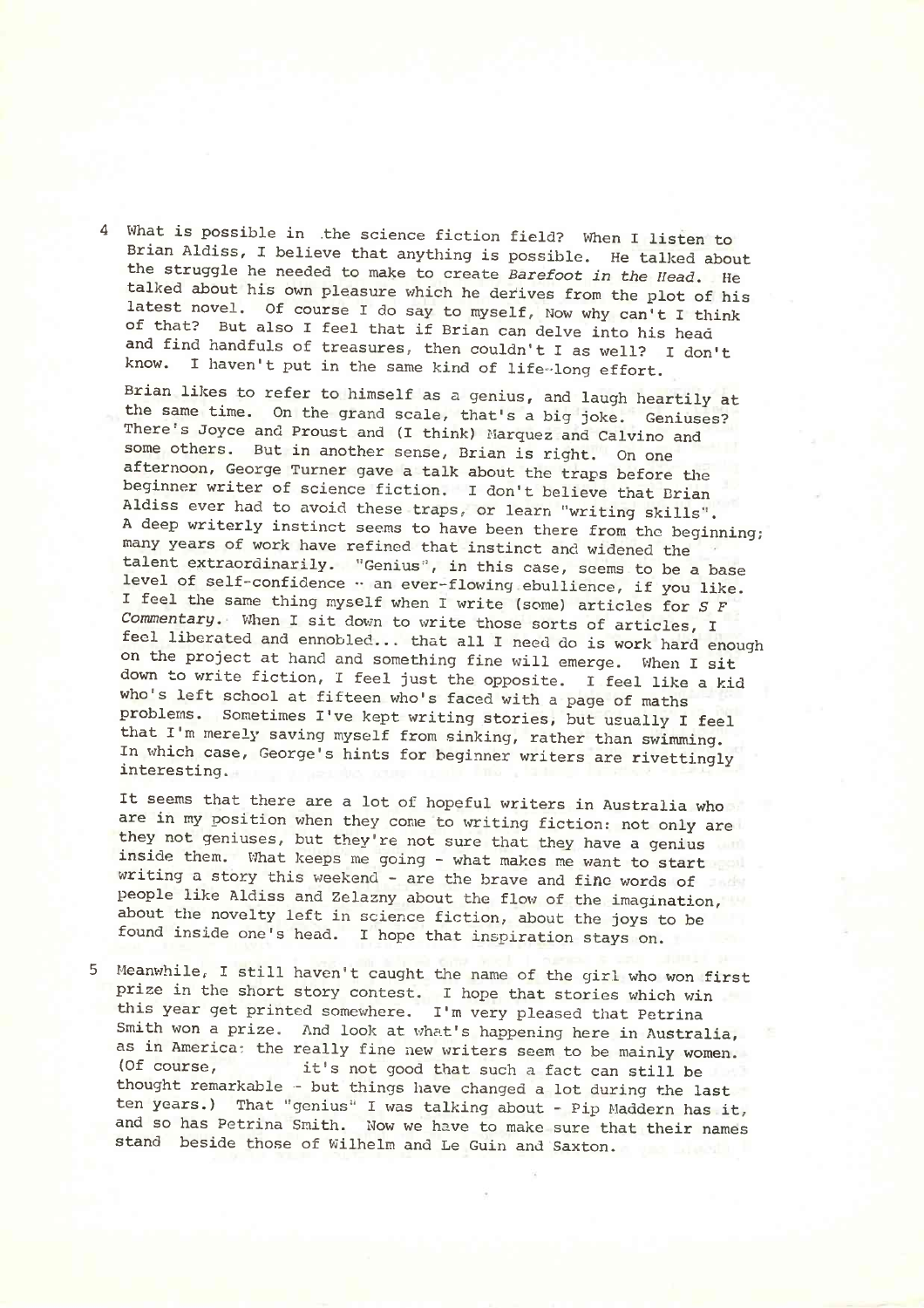4 What is possible in the science fiction field? When I listen to Brian Aldiss, I believe that anything is possible. He talked about the struggle he needed to make to create *Barefoot in the Head*. He talked about his own pleasure which he derives from the plot of his latest novel. Of course I do say to myself, Now why can't I think of that? But also I feel that if Brian can delve into his head and find handfuls of treasures, then couldn't I as well? I don't know. I haven't put in the same kind of life-long effort.

Brian likes to refer to himself as a genius, and laugh heartily at the same time. On the grand scale, that's a big joke. Geniuses? There's Joyce and Proust and (I think) Marquez and Calvino and some others. But in another sense, Brian is right. On one afternoon, George Turner gave a talk about the traps before the beginner writer of science fiction. I don't believe that Brian Aldiss ever had to avoid these traps, or learn "writing skills". A deep writerly instinct seems to have been there from the beginning; many years of work have refined that instinct and widened the talent extraordinarily. "Genius", in this case, seems to be a base level of self-confidence -- an ever-flowing ebullience, if you like. I feel the same thing myself when I write (some) articles for *S F Commentary*. When I sit down to write those sorts of articles, I feel liberated and ennobled... that all I need do is work hard enough on the project at hand and something fine will emerge. When I sit down to write fiction, I feel just the opposite. I feel like a kid who's left school at fifteen who's faced with a page of maths problems. Sometimes I've kept writing stories, but usually I feel that I'm merely saving myself from sinking, rather than swimming. In which case, George's hints for beginner writers are rivettingly interesting.

It seems that there are a lot of hopeful writers in Australia who are in my position when they come to writing fiction: not only are they not geniuses, but they're not sure that they have a genius inside them. What keeps me going - what makes me want to start writing a story this weekend - are the brave and fine words of people like Aldiss and Zelazny about the flow of the imagination, about the novelty left in science fiction, about the joys to be found inside one's head. I hope that inspiration stays on.

5 Meanwhile, I still haven't caught the name of the girl who won first prize in the short story contest. I hope that stories which win this year get printed somewhere. I'm very pleased that Petrina Smith won a prize. And look at what's happening here in Australia, as in America: the really fine new writers seem to be mainly women. (Of course, it's not good that such a fact can still be thought remarkable - but things have changed a lot during the last ten years.) That "genius" I was talking about - Pip Maddern has it, and so has Petrina Smith. Now we have to make sure that their names stand beside those of Wilhelm and Le Guin and Saxton.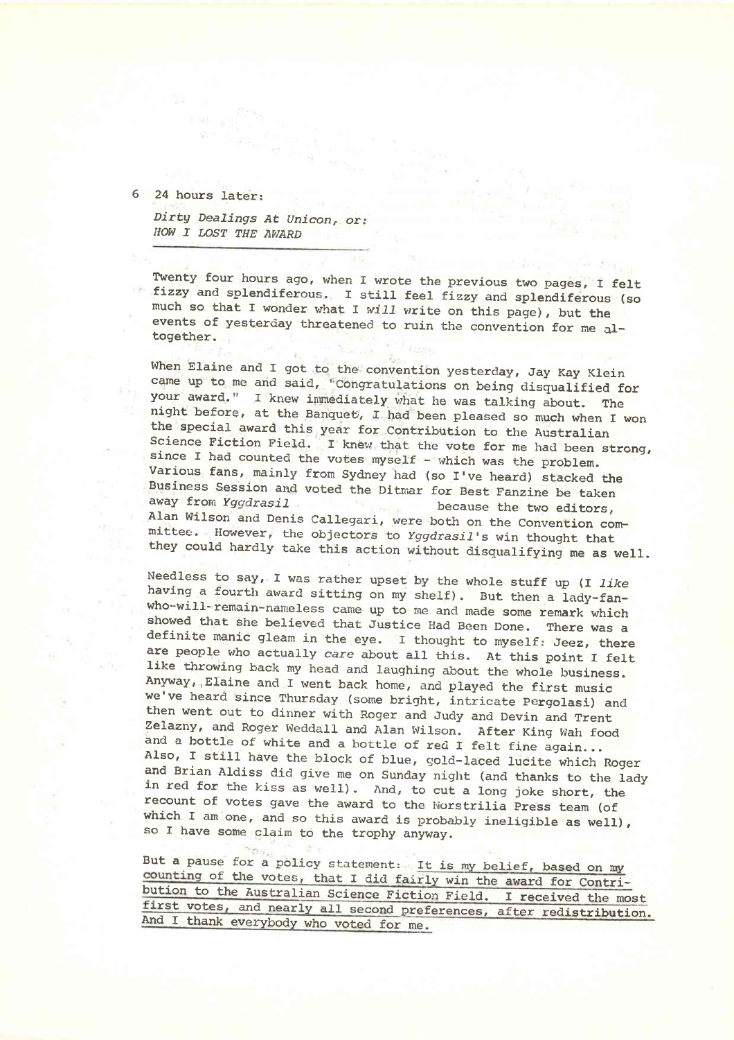6 24 hours later:

*Dirty Dealings At Unicon, or:*
*HOW I LOST THE AWARD*

Twenty four hours ago, when I wrote the previous two pages, I felt fizzy and splendiferous. I still feel fizzy and splendiferous (so much so that I wonder what I *will* write on this page), but the events of yesterday threatened to ruin the convention for me altogether.

When Elaine and I got to the convention yesterday, Jay Kay Klein came up to me and said, "Congratulations on being disqualified for your award." I knew immediately what he was talking about. The night before, at the Banquet, I had been pleased so much when I won the special award this year for Contribution to the Australian Science Fiction Field. I knew that the vote for me had been strong, since I had counted the votes myself - which was the problem. Various fans, mainly from Sydney had (so I've heard) stacked the Business Session and voted the Ditmar for Best Fanzine be taken away from *Yggdrasil* because the two editors, Alan Wilson and Denis Callegari, were both on the Convention committee. However, the objectors to *Yggdrasil*'s win thought that they could hardly take this action without disqualifying me as well.

Needless to say, I was rather upset by the whole stuff up (I *like* having a fourth award sitting on my shelf). But then a lady-fan-who-will-remain-nameless came up to me and made some remark which showed that she believed that Justice Had Been Done. There was a definite manic gleam in the eye. I thought to myself: Jeez, there are people who actually *care* about all this. At this point I felt like throwing back my head and laughing about the whole business. Anyway, Elaine and I went back home, and played the first music we've heard since Thursday (some bright, intricate Pergolasi) and then went out to dinner with Roger and Judy and Devin and Trent Zelazny, and Roger Weddall and Alan Wilson. After King Wah food and a bottle of white and a bottle of red I felt fine again... Also, I still have the block of blue, gold-laced lucite which Roger and Brian Aldiss did give me on Sunday night (and thanks to the lady in red for the kiss as well). And, to cut a long joke short, the recount of votes gave the award to the Norstrilia Press team (of which I am one, and so this award is probably ineligible as well), so I have some claim to the trophy anyway.

But a pause for a policy statement: <u>It is my belief, based on my counting of the votes, that I did fairly win the award for Contribution to the Australian Science Fiction Field. I received the most first votes, and nearly all second preferences, after redistribution. And I thank everybody who voted for me.</u>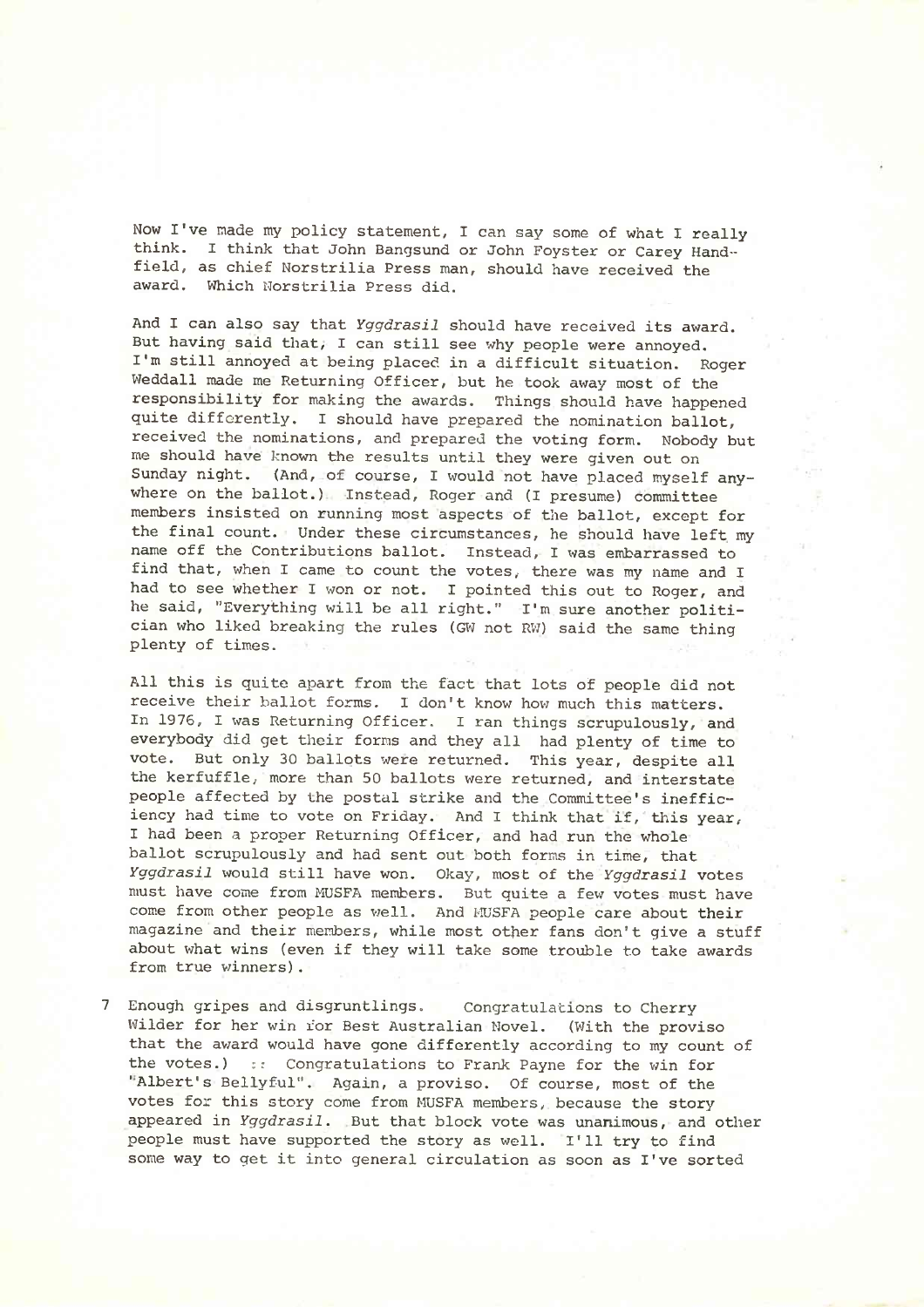Now I've made my policy statement, I can say some of what I really think. I think that John Bangsund or John Foyster or Carey Handfield, as chief Norstrilia Press man, should have received the award. Which Norstrilia Press did.

And I can also say that *Yggdrasil* should have received its award. But having said that, I can still see why people were annoyed. I'm still annoyed at being placed in a difficult situation. Roger Weddall made me Returning Officer, but he took away most of the responsibility for making the awards. Things should have happened quite differently. I should have prepared the nomination ballot, received the nominations, and prepared the voting form. Nobody but me should have known the results until they were given out on Sunday night. (And, of course, I would not have placed myself anywhere on the ballot.) Instead, Roger and (I presume) committee members insisted on running most aspects of the ballot, except for the final count. Under these circumstances, he should have left my name off the Contributions ballot. Instead, I was embarrassed to find that, when I came to count the votes, there was my name and I had to see whether I won or not. I pointed this out to Roger, and he said, "Everything will be all right." I'm sure another politician who liked breaking the rules (GW not RW) said the same thing plenty of times.

All this is quite apart from the fact that lots of people did not receive their ballot forms. I don't know how much this matters. In 1976, I was Returning Officer. I ran things scrupulously, and everybody did get their forms and they all had plenty of time to vote. But only 30 ballots were returned. This year, despite all the kerfuffle, more than 50 ballots were returned, and interstate people affected by the postal strike and the Committee's inefficiency had time to vote on Friday. And I think that if, this year, I had been a proper Returning Officer, and had run the whole ballot scrupulously and had sent out both forms in time, that *Yggdrasil* would still have won. Okay, most of the *Yggdrasil* votes must have come from MUSFA members. But quite a few votes must have come from other people as well. And MUSFA people care about their magazine and their members, while most other fans don't give a stuff about what wins (even if they will take some trouble to take awards from true winners).

7 Enough gripes and disgruntlings. Congratulations to Cherry Wilder for her win for Best Australian Novel. (With the proviso that the award would have gone differently according to my count of the votes.) :: Congratulations to Frank Payne for the win for "Albert's Bellyful". Again, a proviso. Of course, most of the votes for this story come from MUSFA members, because the story appeared in *Yggdrasil*. But that block vote was unanimous, and other people must have supported the story as well. I'll try to find some way to get it into general circulation as soon as I've sorted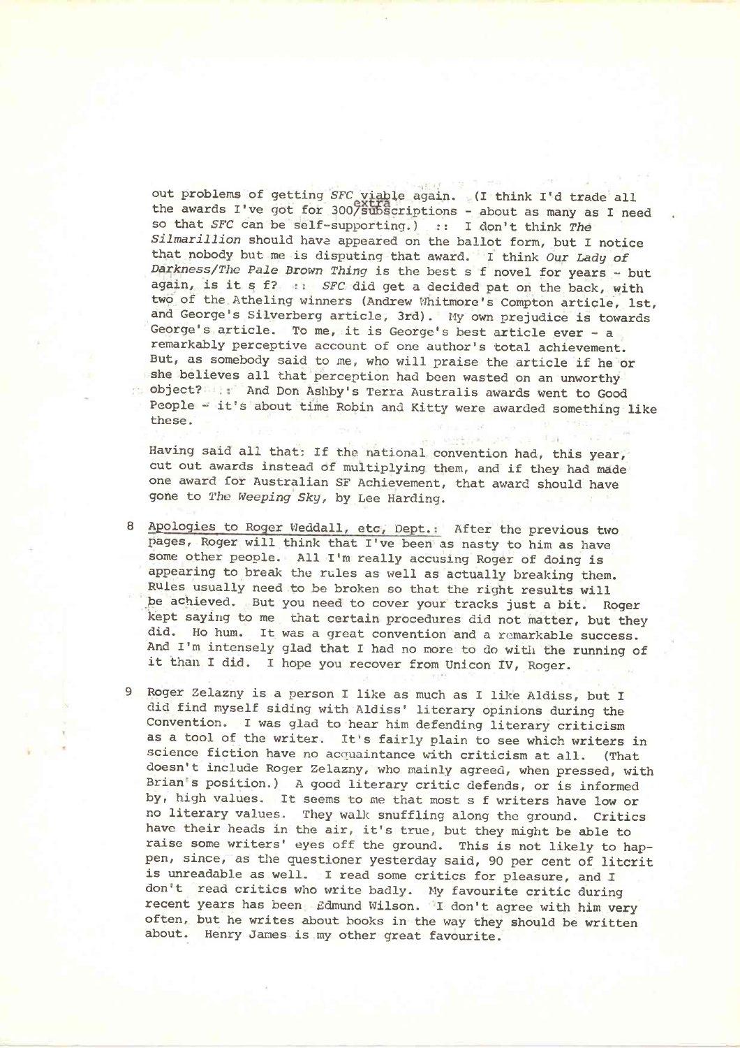out problems of getting *SFC* viable again. (I think I'd trade all the awards I've got for 300 extra subscriptions - about as many as I need so that *SFC* can be self-supporting.) :: I don't think *The Silmarillion* should have appeared on the ballot form, but I notice that nobody but me is disputing that award. I think *Our Lady of Darkness/The Pale Brown Thing* is the best s f novel for years - but again, is it s f? :: *SFC* did get a decided pat on the back, with two of the Atheling winners (Andrew Whitmore's Compton article, 1st, and George's Silverberg article, 3rd). My own prejudice is towards George's article. To me, it is George's best article ever - a remarkably perceptive account of one author's total achievement. But, as somebody said to me, who will praise the article if he or she believes all that perception had been wasted on an unworthy object? :: And Don Ashby's Terra Australis awards went to Good People - it's about time Robin and Kitty were awarded something like these.

Having said all that: If the national convention had, this year, cut out awards instead of multiplying them, and if they had made one award for Australian SF Achievement, that award should have gone to *The Weeping Sky*, by Lee Harding.

8 Apologies to Roger Weddall, etc, Dept.: After the previous two pages, Roger will think that I've been as nasty to him as have some other people. All I'm really accusing Roger of doing is appearing to break the rules as well as actually breaking them. Rules usually need to be broken so that the right results will be achieved. But you need to cover your tracks just a bit. Roger kept saying to me that certain procedures did not matter, but they did. Ho hum. It was a great convention and a remarkable success. And I'm intensely glad that I had no more to do with the running of it than I did. I hope you recover from Unicon IV, Roger.

9 Roger Zelazny is a person I like as much as I like Aldiss, but I did find myself siding with Aldiss' literary opinions during the Convention. I was glad to hear him defending literary criticism as a tool of the writer. It's fairly plain to see which writers in science fiction have no acquaintance with criticism at all. (That doesn't include Roger Zelazny, who mainly agreed, when pressed, with Brian's position.) A good literary critic defends, or is informed by, high values. It seems to me that most s f writers have low or no literary values. They walk snuffling along the ground. Critics have their heads in the air, it's true, but they might be able to raise some writers' eyes off the ground. This is not likely to happen, since, as the questioner yesterday said, 90 per cent of litcrit is unreadable as well. I read some critics for pleasure, and I don't read critics who write badly. My favourite critic during recent years has been Edmund Wilson. I don't agree with him very often, but he writes about books in the way they should be written about. Henry James is my other great favourite.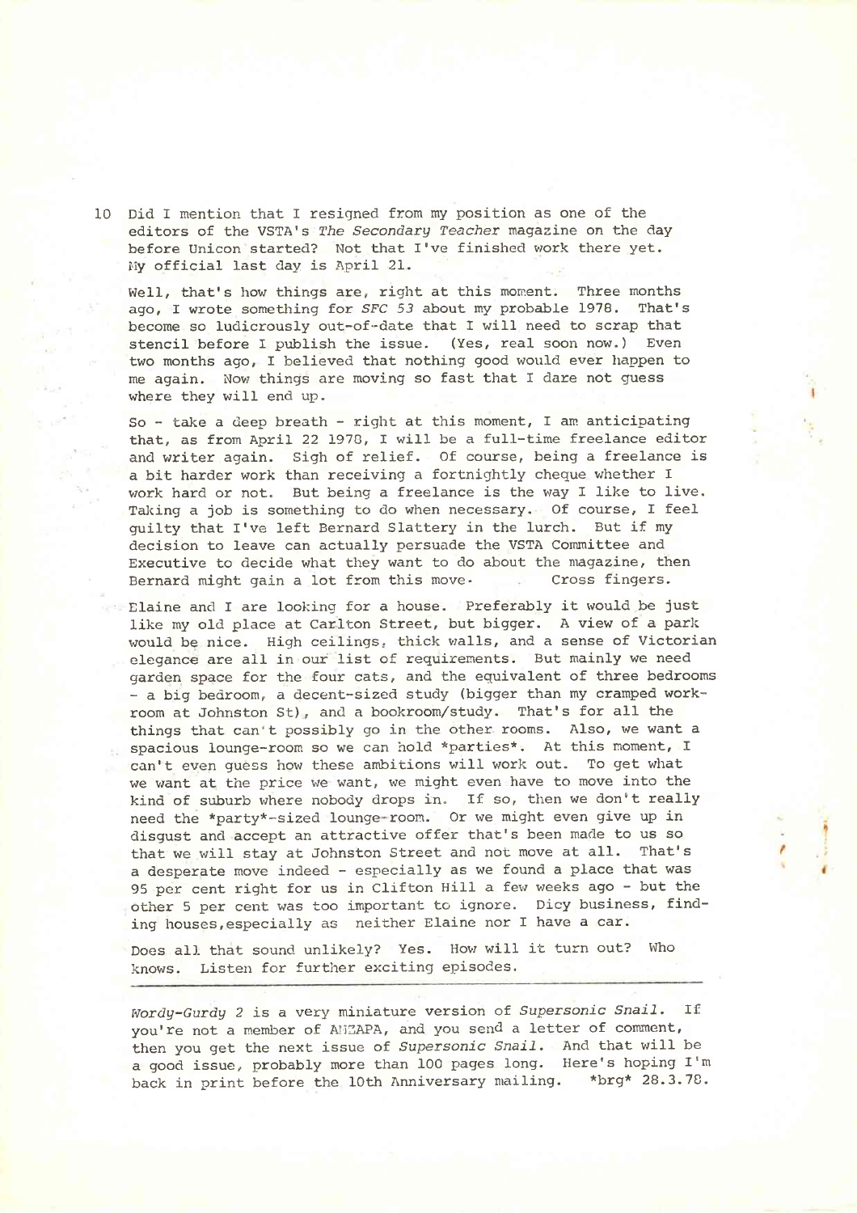10 Did I mention that I resigned from my position as one of the editors of the VSTA's *The Secondary Teacher* magazine on the day before Unicon started? Not that I've finished work there yet. My official last day is April 21.

Well, that's how things are, right at this moment. Three months ago, I wrote something for *SFC 53* about my probable 1978. That's become so ludicrously out-of-date that I will need to scrap that stencil before I publish the issue. (Yes, real soon now.) Even two months ago, I believed that nothing good would ever happen to me again. Now things are moving so fast that I dare not guess where they will end up.

So - take a deep breath - right at this moment, I am anticipating that, as from April 22 1978, I will be a full-time freelance editor and writer again. Sigh of relief. Of course, being a freelance is a bit harder work than receiving a fortnightly cheque whether I work hard or not. But being a freelance is the way I like to live. Taking a job is something to do when necessary. Of course, I feel guilty that I've left Bernard Slattery in the lurch. But if my decision to leave can actually persuade the VSTA Committee and Executive to decide what they want to do about the magazine, then Bernard might gain a lot from this move. Cross fingers.

Elaine and I are looking for a house. Preferably it would be just like my old place at Carlton Street, but bigger. A view of a park would be nice. High ceilings, thick walls, and a sense of Victorian elegance are all in our list of requirements. But mainly we need garden space for the four cats, and the equivalent of three bedrooms - a big bedroom, a decent-sized study (bigger than my cramped work-room at Johnston St), and a bookroom/study. That's for all the things that can't possibly go in the other rooms. Also, we want a spacious lounge-room so we can hold *parties*. At this moment, I can't even guess how these ambitions will work out. To get what we want at the price we want, we might even have to move into the kind of suburb where nobody drops in. If so, then we don't really need the *party*-sized lounge-room. Or we might even give up in disgust and accept an attractive offer that's been made to us so that we will stay at Johnston Street and not move at all. That's a desperate move indeed - especially as we found a place that was 95 per cent right for us in Clifton Hill a few weeks ago - but the other 5 per cent was too important to ignore. Dicy business, finding houses, especially as neither Elaine nor I have a car.

Does all that sound unlikely? Yes. How will it turn out? Who knows. Listen for further exciting episodes.

---

*Wordy-Gurdy 2* is a very miniature version of *Supersonic Snail*. If you're not a member of ANZAPA, and you send a letter of comment, then you get the next issue of *Supersonic Snail*. And that will be a good issue, probably more than 100 pages long. Here's hoping I'm back in print before the 10th Anniversary mailing. *brg* 28.3.78.